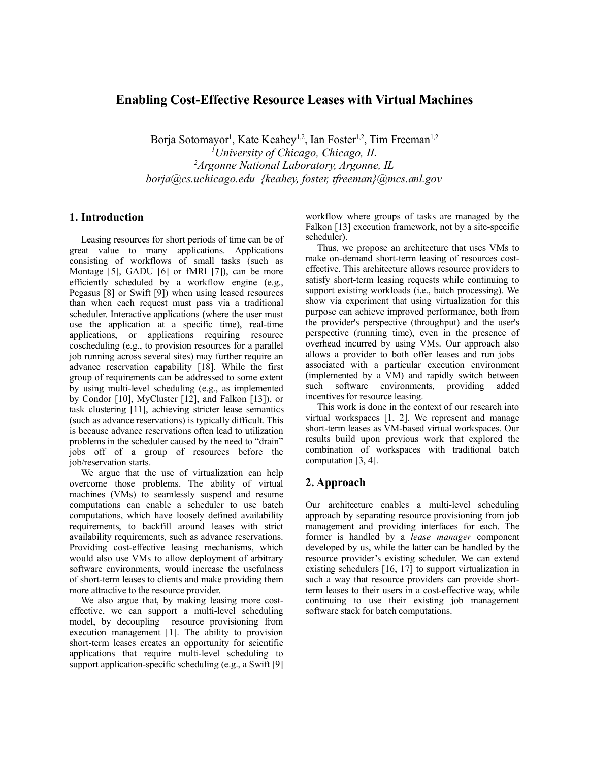# Enabling Cost-Effective Resource Leases with Virtual Machines

Borja Sotomayor[1], Kate Keahey[1,2], Ian Foster[1,2], Tim Freeman[1,2]

[1]*University of Chicago, Chicago, IL*

[2]*Argonne National Laboratory, Argonne, IL*

*borja@cs.uchicago.edu {keahey, foster, tfreeman}@mcs.anl.gov*

## 1. Introduction

Leasing resources for short periods of time can be of great value to many applications. Applications consisting of workflows of small tasks (such as Montage [5], GADU [6] or fMRI [7]), can be more efficiently scheduled by a workflow engine (e.g., Pegasus [8] or Swift [9]) when using leased resources than when each request must pass via a traditional scheduler. Interactive applications (where the user must use the application at a specific time), real-time applications, or applications requiring resource coscheduling (e.g., to provision resources for a parallel job running across several sites) may further require an advance reservation capability [18]. While the first group of requirements can be addressed to some extent by using multi-level scheduling (e.g., as implemented by Condor [10], MyCluster [12], and Falkon [13]), or task clustering [11], achieving stricter lease semantics (such as advance reservations) is typically difficult. This is because advance reservations often lead to utilization problems in the scheduler caused by the need to "drain" jobs off of a group of resources before the job/reservation starts.

We argue that the use of virtualization can help overcome those problems. The ability of virtual machines (VMs) to seamlessly suspend and resume computations can enable a scheduler to use batch computations, which have loosely defined availability requirements, to backfill around leases with strict availability requirements, such as advance reservations. Providing cost-effective leasing mechanisms, which would also use VMs to allow deployment of arbitrary software environments, would increase the usefulness of short-term leases to clients and make providing them more attractive to the resource provider.

We also argue that, by making leasing more cost-effective, we can support a multi-level scheduling model, by decoupling resource provisioning from execution management [1]. The ability to provision short-term leases creates an opportunity for scientific applications that require multi-level scheduling to support application-specific scheduling (e.g., a Swift [9] workflow where groups of tasks are managed by the Falkon [13] execution framework, not by a site-specific scheduler).

Thus, we propose an architecture that uses VMs to make on-demand short-term leasing of resources cost-effective. This architecture allows resource providers to satisfy short-term leasing requests while continuing to support existing workloads (i.e., batch processing). We show via experiment that using virtualization for this purpose can achieve improved performance, both from the provider's perspective (throughput) and the user's perspective (running time), even in the presence of overhead incurred by using VMs. Our approach also allows a provider to both offer leases and run jobs associated with a particular execution environment (implemented by a VM) and rapidly switch between such software environments, providing added incentives for resource leasing.

This work is done in the context of our research into virtual workspaces [1, 2]. We represent and manage short-term leases as VM-based virtual workspaces. Our results build upon previous work that explored the combination of workspaces with traditional batch computation [3, 4].

## 2. Approach

Our architecture enables a multi-level scheduling approach by separating resource provisioning from job management and providing interfaces for each. The former is handled by a *lease manager* component developed by us, while the latter can be handled by the resource provider's existing scheduler. We can extend existing schedulers [16, 17] to support virtualization in such a way that resource providers can provide short-term leases to their users in a cost-effective way, while continuing to use their existing job management software stack for batch computations.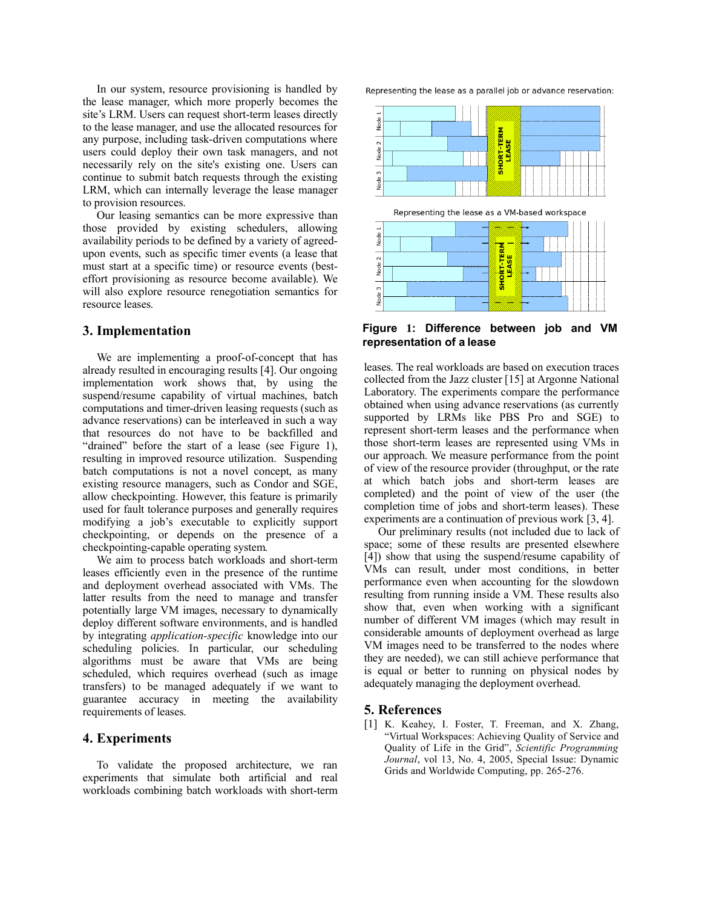In our system, resource provisioning is handled by the lease manager, which more properly becomes the site's LRM. Users can request short-term leases directly to the lease manager, and use the allocated resources for any purpose, including task-driven computations where users could deploy their own task managers, and not necessarily rely on the site's existing one. Users can continue to submit batch requests through the existing LRM, which can internally leverage the lease manager to provision resources.

Our leasing semantics can be more expressive than those provided by existing schedulers, allowing availability periods to be defined by a variety of agreed-upon events, such as specific timer events (a lease that must start at a specific time) or resource events (best-effort provisioning as resource become available). We will also explore resource renegotiation semantics for resource leases.

## 3. Implementation

We are implementing a proof-of-concept that has already resulted in encouraging results [4]. Our ongoing implementation work shows that, by using the suspend/resume capability of virtual machines, batch computations and timer-driven leasing requests (such as advance reservations) can be interleaved in such a way that resources do not have to be backfilled and "drained" before the start of a lease (see Figure 1), resulting in improved resource utilization. Suspending batch computations is not a novel concept, as many existing resource managers, such as Condor and SGE, allow checkpointing. However, this feature is primarily used for fault tolerance purposes and generally requires modifying a job's executable to explicitly support checkpointing, or depends on the presence of a checkpointing-capable operating system.

We aim to process batch workloads and short-term leases efficiently even in the presence of the runtime and deployment overhead associated with VMs. The latter results from the need to manage and transfer potentially large VM images, necessary to dynamically deploy different software environments, and is handled by integrating *application-specific* knowledge into our scheduling policies. In particular, our scheduling algorithms must be aware that VMs are being scheduled, which requires overhead (such as image transfers) to be managed adequately if we want to guarantee accuracy in meeting the availability requirements of leases.

## 4. Experiments

To validate the proposed architecture, we ran experiments that simulate both artificial and real workloads combining batch workloads with short-term leases. The real workloads are based on execution traces collected from the Jazz cluster [15] at Argonne National Laboratory. The experiments compare the performance obtained when using advance reservations (as currently supported by LRMs like PBS Pro and SGE) to represent short-term leases and the performance when those short-term leases are represented using VMs in our approach. We measure performance from the point of view of the resource provider (throughput, or the rate at which batch jobs and short-term leases are completed) and the point of view of the user (the completion time of jobs and short-term leases). These experiments are a continuation of previous work [3, 4].

Our preliminary results (not included due to lack of space; some of these results are presented elsewhere [4]) show that using the suspend/resume capability of VMs can result, under most conditions, in better performance even when accounting for the slowdown resulting from running inside a VM. These results also show that, even when working with a significant number of different VM images (which may result in considerable amounts of deployment overhead as large VM images need to be transferred to the nodes where they are needed), we can still achieve performance that is equal or better to running on physical nodes by adequately managing the deployment overhead.

**Figure 1: Difference between job and VM representation of a lease**

## 5. References

[1] K. Keahey, I. Foster, T. Freeman, and X. Zhang, "Virtual Workspaces: Achieving Quality of Service and Quality of Life in the Grid", *Scientific Programming Journal*, vol 13, No. 4, 2005, Special Issue: Dynamic Grids and Worldwide Computing, pp. 265-276.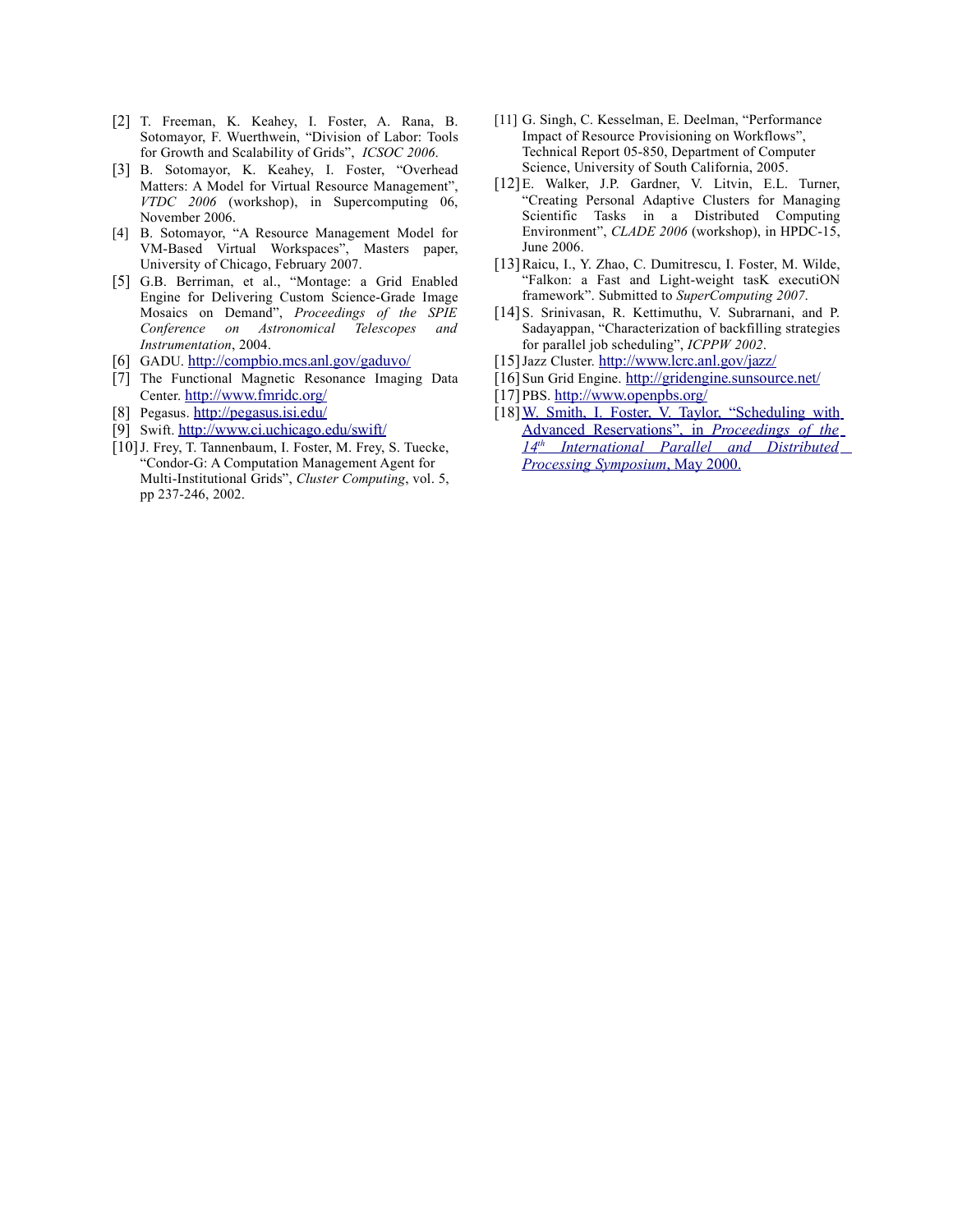[2] T. Freeman, K. Keahey, I. Foster, A. Rana, B. Sotomayor, F. Wuerthwein, "Division of Labor: Tools for Growth and Scalability of Grids", *ICSOC 2006*.

[3] B. Sotomayor, K. Keahey, I. Foster, "Overhead Matters: A Model for Virtual Resource Management", *VTDC 2006* (workshop), in Supercomputing 06, November 2006.

[4] B. Sotomayor, "A Resource Management Model for VM-Based Virtual Workspaces", Masters paper, University of Chicago, February 2007.

[5] G.B. Berriman, et al., "Montage: a Grid Enabled Engine for Delivering Custom Science-Grade Image Mosaics on Demand", *Proceedings of the SPIE Conference on Astronomical Telescopes and Instrumentation*, 2004.

[6] GADU. http://compbio.mcs.anl.gov/gaduvo/

[7] The Functional Magnetic Resonance Imaging Data Center. http://www.fmridc.org/

[8] Pegasus. http://pegasus.isi.edu/

[9] Swift. http://www.ci.uchicago.edu/swift/

[10] J. Frey, T. Tannenbaum, I. Foster, M. Frey, S. Tuecke, "Condor-G: A Computation Management Agent for Multi-Institutional Grids", *Cluster Computing*, vol. 5, pp 237-246, 2002.

[11] G. Singh, C. Kesselman, E. Deelman, "Performance Impact of Resource Provisioning on Workflows", Technical Report 05-850, Department of Computer Science, University of South California, 2005.

[12] E. Walker, J.P. Gardner, V. Litvin, E.L. Turner, "Creating Personal Adaptive Clusters for Managing Scientific Tasks in a Distributed Computing Environment", *CLADE 2006* (workshop), in HPDC-15, June 2006.

[13] Raicu, I., Y. Zhao, C. Dumitrescu, I. Foster, M. Wilde, "Falkon: a Fast and Light-weight tasK executiON framework". Submitted to *SuperComputing 2007*.

[14] S. Srinivasan, R. Kettimuthu, V. Subrarnani, and P. Sadayappan, "Characterization of backfilling strategies for parallel job scheduling", *ICPPW 2002*.

[15] Jazz Cluster. http://www.lcrc.anl.gov/jazz/

[16] Sun Grid Engine. http://gridengine.sunsource.net/

[17] PBS. http://www.openpbs.org/

[18] W. Smith, I. Foster, V. Taylor, "Scheduling with Advanced Reservations", in *Proceedings of the 14th International Parallel and Distributed Processing Symposium*, May 2000.